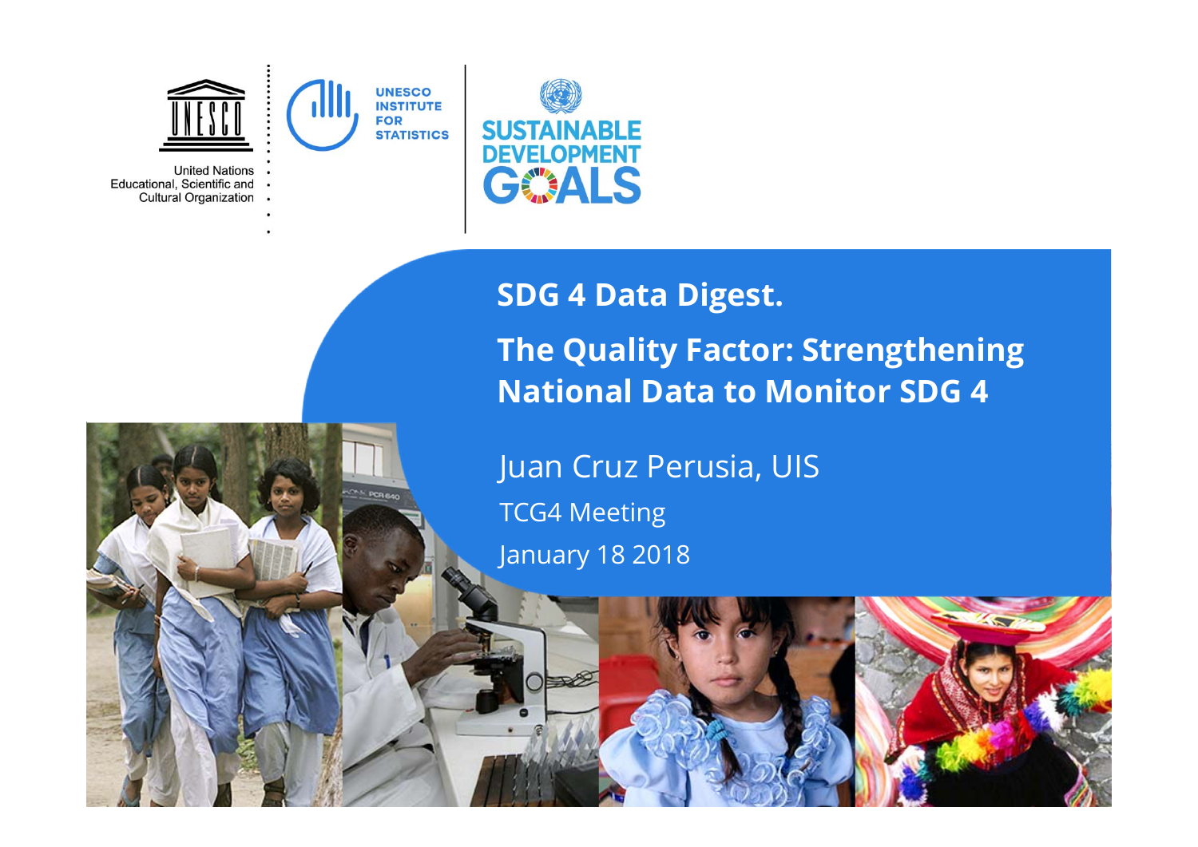United Nations Educational, Scientific and Cultural Organization

UNESCO INSTITUTE FOR STATISTICS

SUSTAINABLE DEVELOPMENT GOALS

# SDG 4 Data Digest.

# The Quality Factor: Strengthening National Data to Monitor SDG 4

Juan Cruz Perusia, UIS

TCG4 Meeting

January 18 2018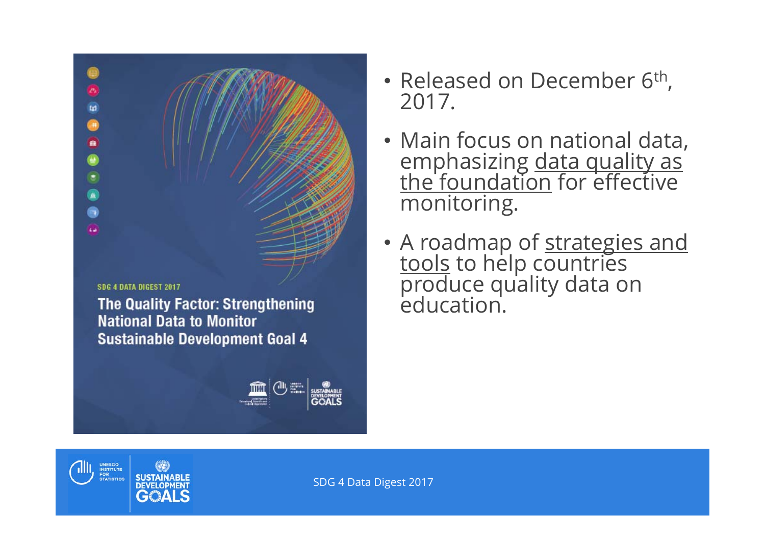SDG 4 DATA DIGEST 2017

The Quality Factor: Strengthening National Data to Monitor Sustainable Development Goal 4

- Released on December 6th, 2017.
- Main focus on national data, emphasizing data quality as the foundation for effective monitoring.
- A roadmap of strategies and tools to help countries produce quality data on education.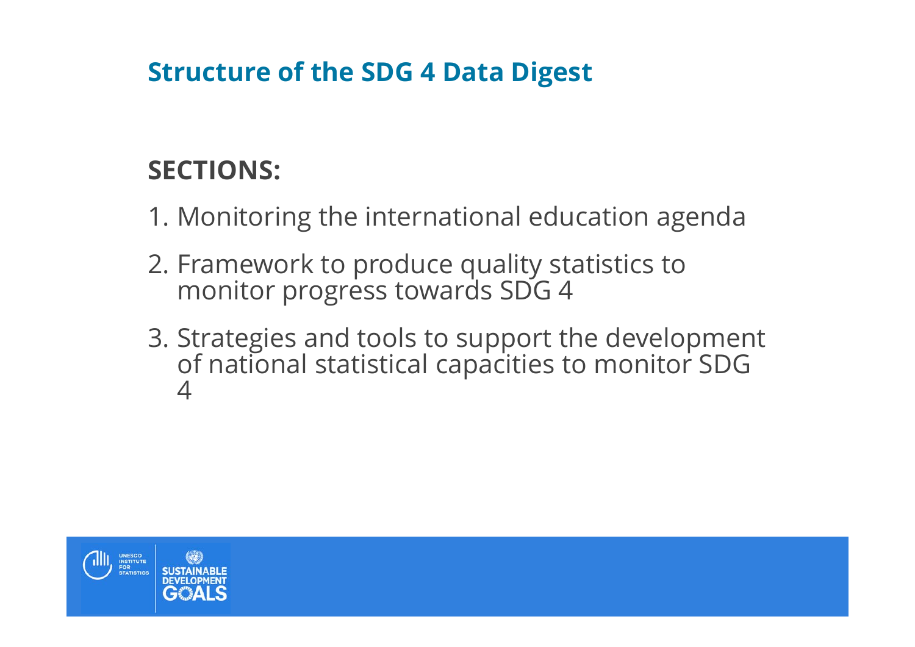## Structure of the SDG 4 Data Digest

**SECTIONS:**

1. Monitoring the international education agenda
2. Framework to produce quality statistics to monitor progress towards SDG 4
3. Strategies and tools to support the development of national statistical capacities to monitor SDG 4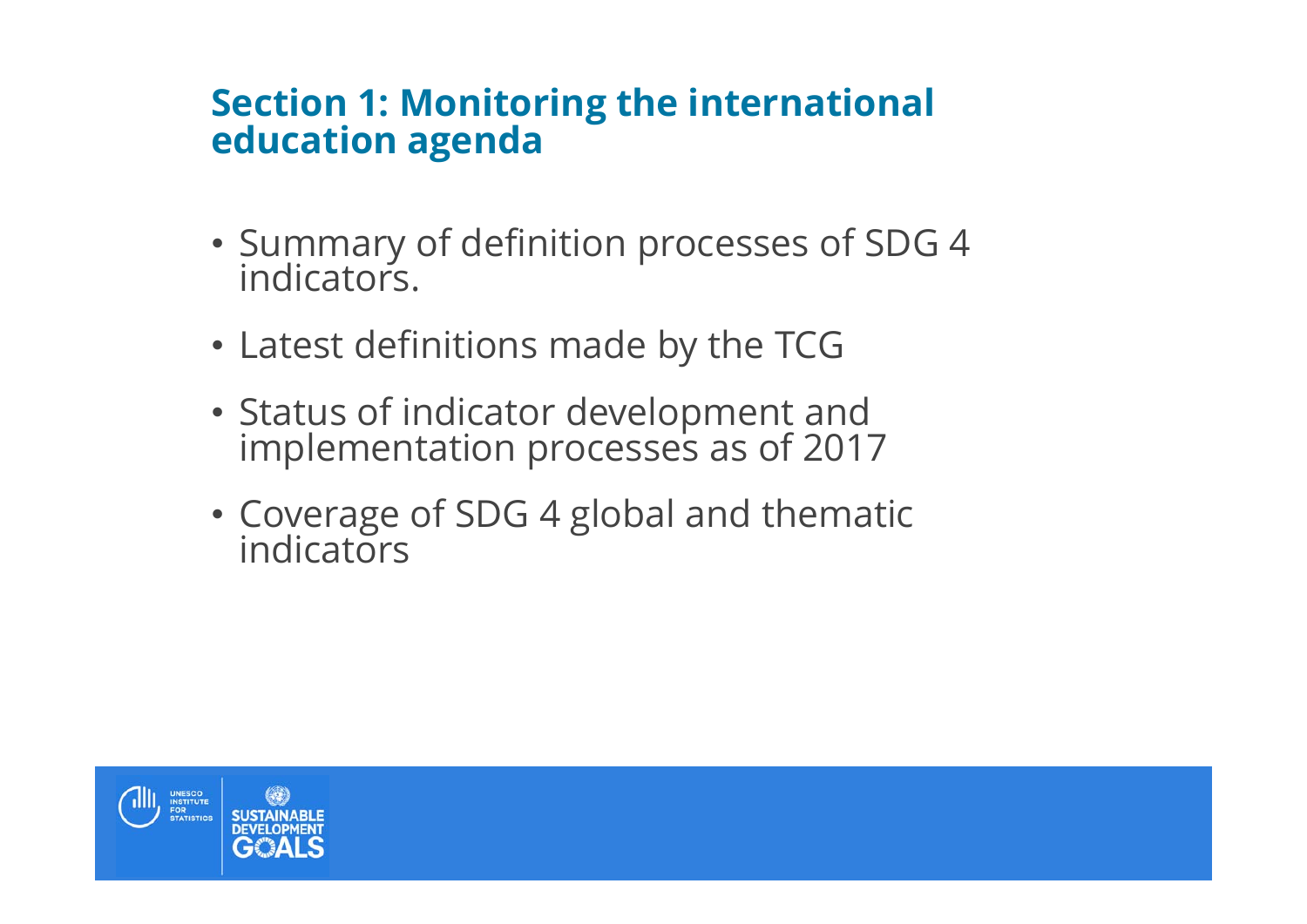## Section 1: Monitoring the international education agenda

- Summary of definition processes of SDG 4 indicators.
- Latest definitions made by the TCG
- Status of indicator development and implementation processes as of 2017
- Coverage of SDG 4 global and thematic indicators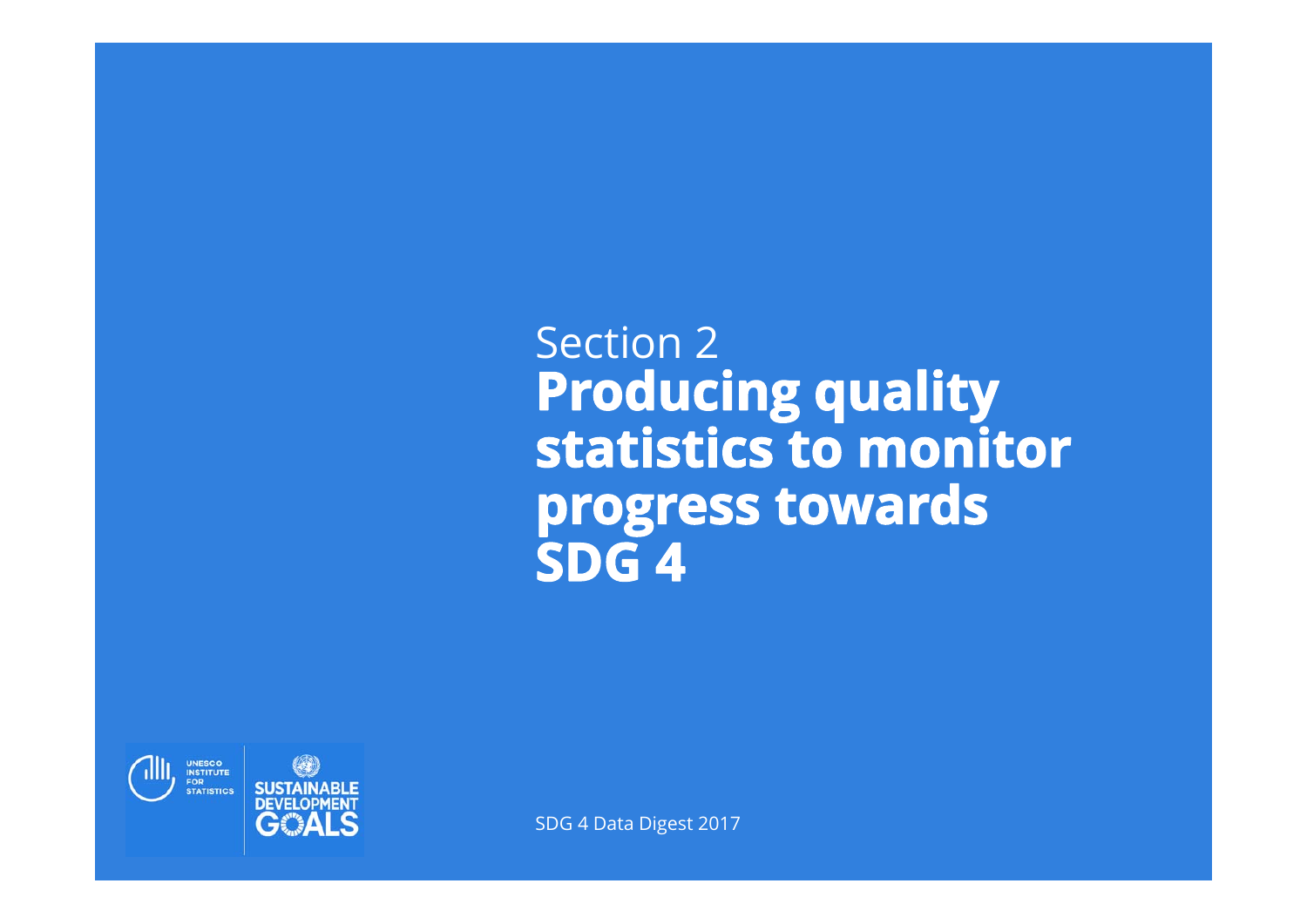Section 2

# Producing quality statistics to monitor progress towards SDG 4

UNESCO INSTITUTE FOR STATISTICS

SUSTAINABLE DEVELOPMENT GOALS

SDG 4 Data Digest 2017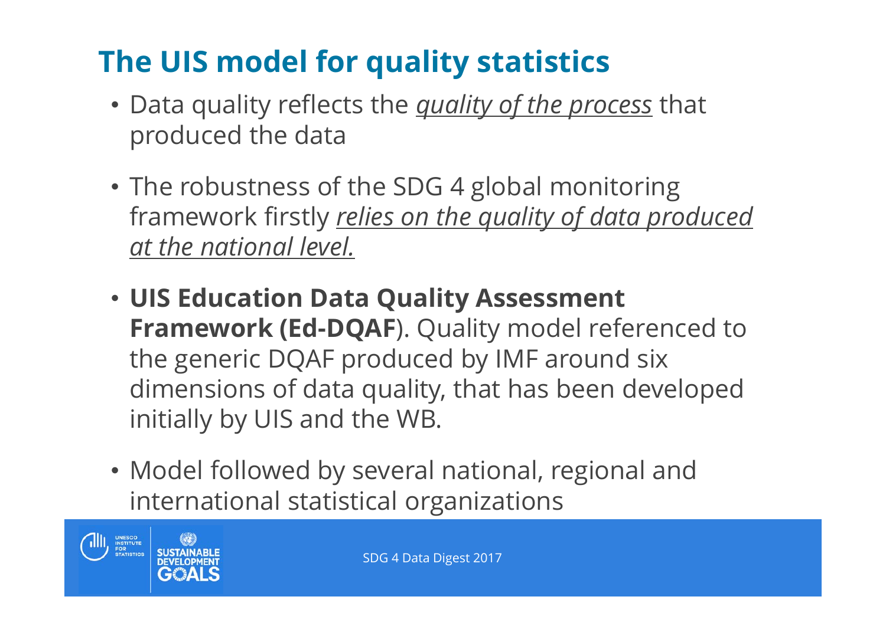# The UIS model for quality statistics

- Data quality reflects the *quality of the process* that produced the data
- The robustness of the SDG 4 global monitoring framework firstly *relies on the quality of data produced at the national level.*
- **UIS Education Data Quality Assessment Framework (Ed-DQAF**). Quality model referenced to the generic DQAF produced by IMF around six dimensions of data quality, that has been developed initially by UIS and the WB.
- Model followed by several national, regional and international statistical organizations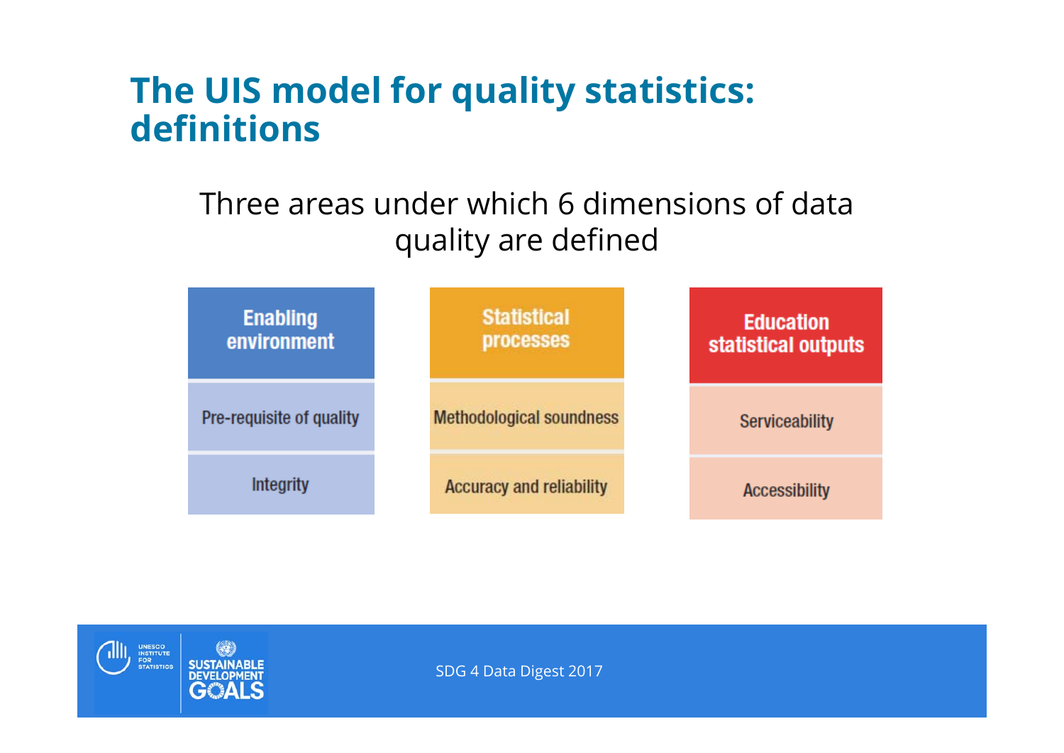# The UIS model for quality statistics: definitions

Three areas under which 6 dimensions of data quality are defined

| Enabling environment | Statistical processes | Education statistical outputs |
| --- | --- | --- |
| Pre-requisite of quality | Methodological soundness | Serviceability |
| Integrity | Accuracy and reliability | Accessibility |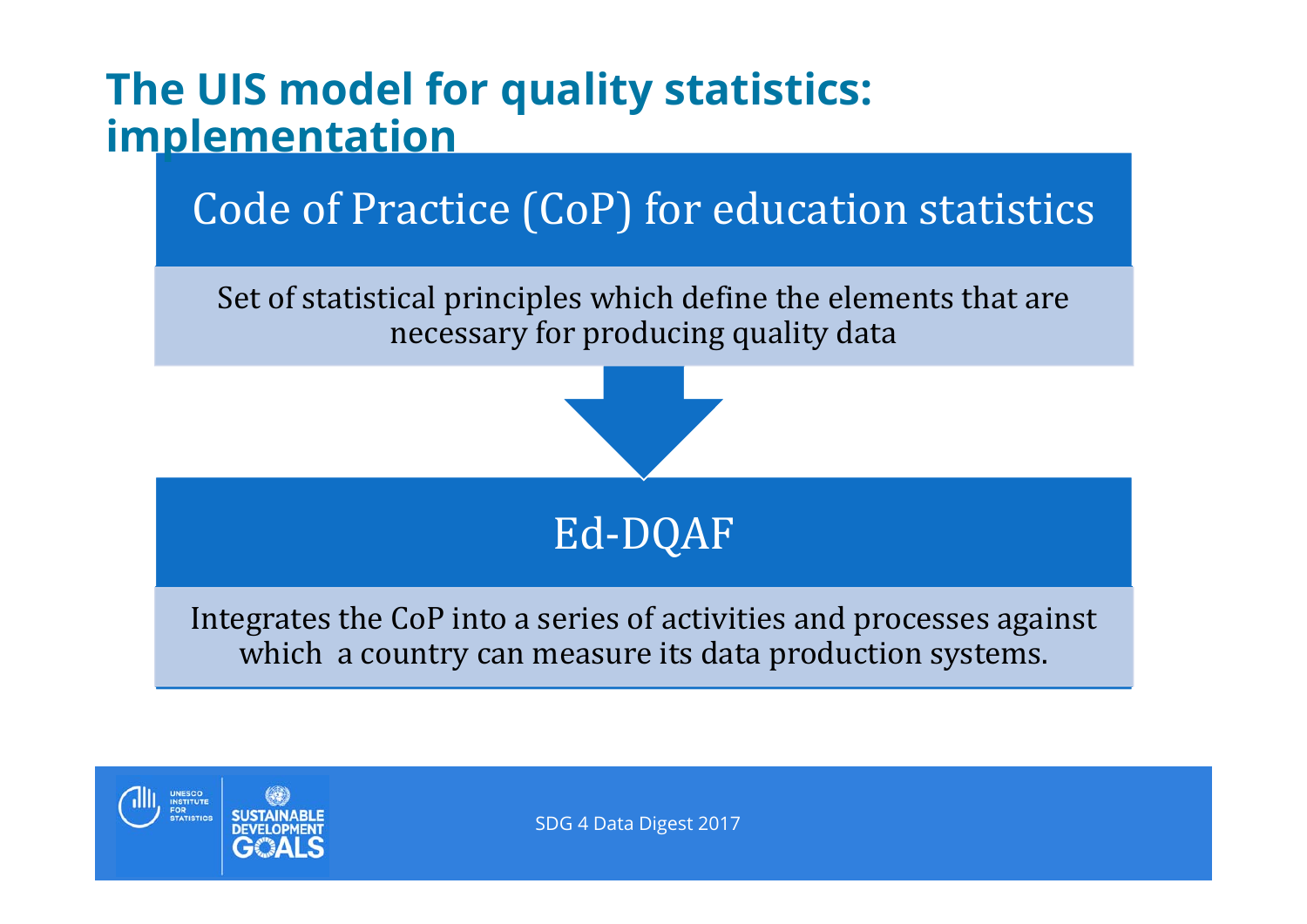# The UIS model for quality statistics: implementation

## Code of Practice (CoP) for education statistics

Set of statistical principles which define the elements that are necessary for producing quality data

## Ed-DQAF

Integrates the CoP into a series of activities and processes against which a country can measure its data production systems.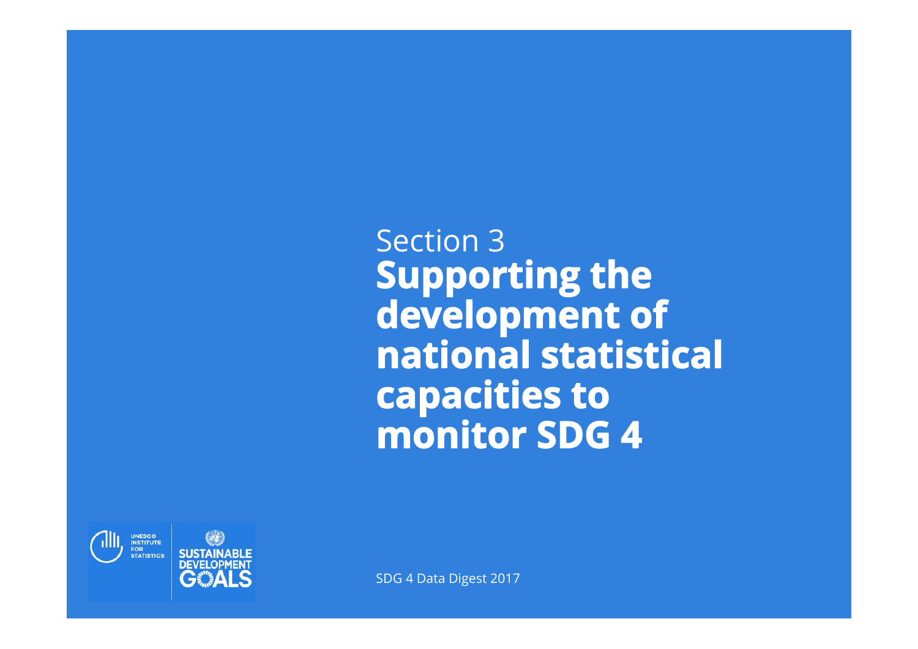Section 3

# Supporting the development of national statistical capacities to monitor SDG 4

UNESCO INSTITUTE FOR STATISTICS

SUSTAINABLE DEVELOPMENT GOALS

SDG 4 Data Digest 2017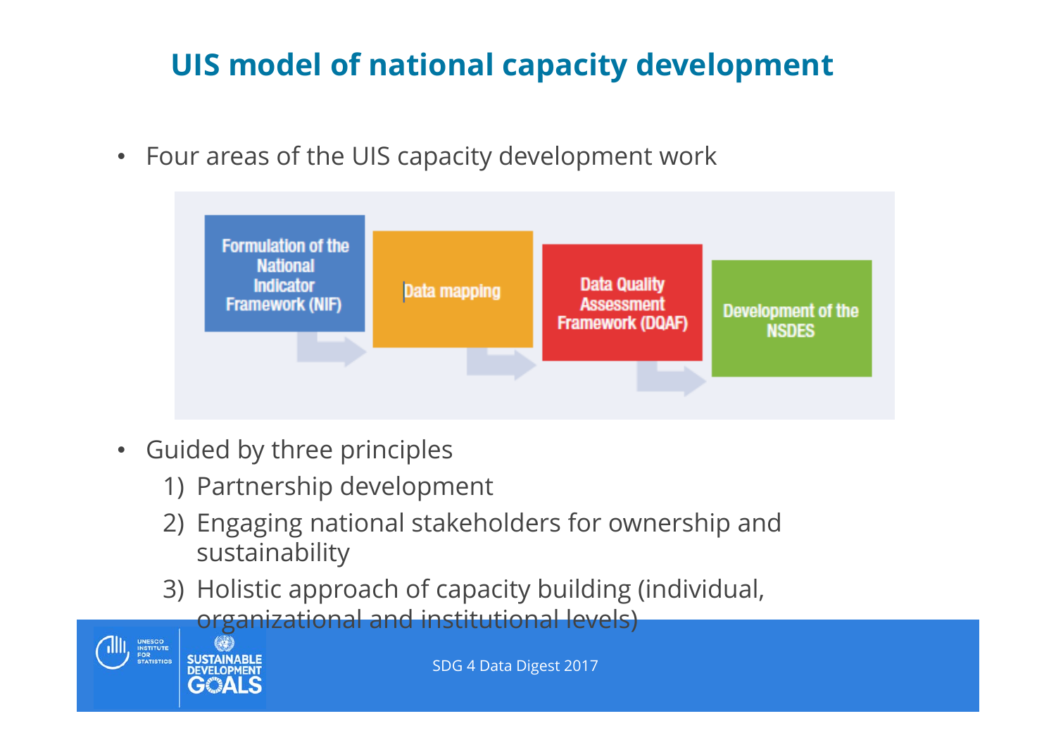# UIS model of national capacity development

- Four areas of the UIS capacity development work

Formulation of the National Indicator Framework (NIF) → Data mapping → Data Quality Assessment Framework (DQAF) → Development of the NSDES

- Guided by three principles
  1) Partnership development
  2) Engaging national stakeholders for ownership and sustainability
  3) Holistic approach of capacity building (individual, organizational and institutional levels)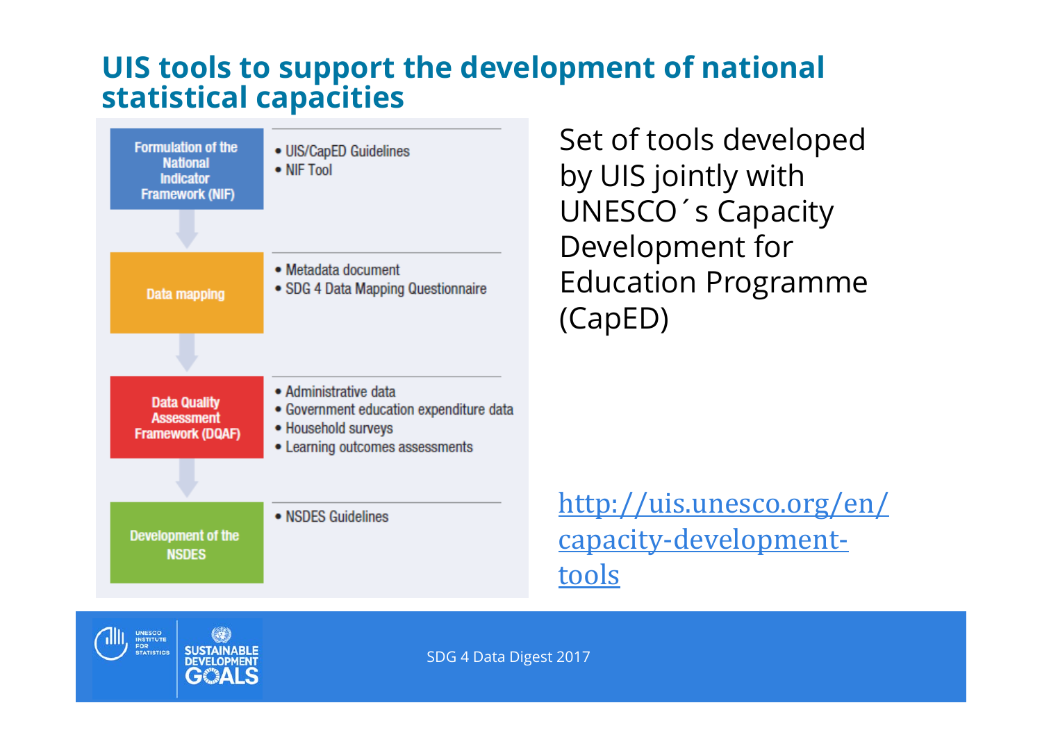# UIS tools to support the development of national statistical capacities

**Formulation of the National Indicator Framework (NIF)**

- UIS/CapED Guidelines
- NIF Tool

**Data mapping**

- Metadata document
- SDG 4 Data Mapping Questionnaire

**Data Quality Assessment Framework (DQAF)**

- Administrative data
- Government education expenditure data
- Household surveys
- Learning outcomes assessments

**Development of the NSDES**

- NSDES Guidelines

Set of tools developed by UIS jointly with UNESCO´s Capacity Development for Education Programme (CapED)

http://uis.unesco.org/en/capacity-development-tools